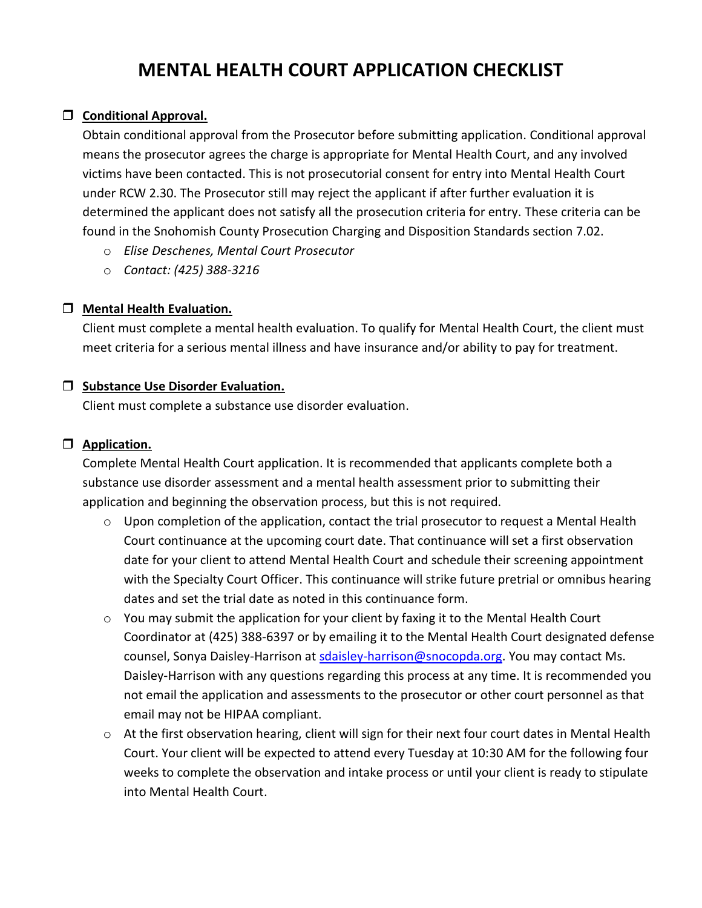# MENTAL HEALTH COURT APPLICATION CHECKLIST

- ☐ **Conditional Approval.**

  Obtain conditional approval from the Prosecutor before submitting application. Conditional approval means the prosecutor agrees the charge is appropriate for Mental Health Court, and any involved victims have been contacted. This is not prosecutorial consent for entry into Mental Health Court under RCW 2.30. The Prosecutor still may reject the applicant if after further evaluation it is determined the applicant does not satisfy all the prosecution criteria for entry. These criteria can be found in the Snohomish County Prosecution Charging and Disposition Standards section 7.02.

  - *Elise Deschenes, Mental Court Prosecutor*
  - *Contact: (425) 388-3216*

- ☐ **Mental Health Evaluation.**

  Client must complete a mental health evaluation. To qualify for Mental Health Court, the client must meet criteria for a serious mental illness and have insurance and/or ability to pay for treatment.

- ☐ **Substance Use Disorder Evaluation.**

  Client must complete a substance use disorder evaluation.

- ☐ **Application.**

  Complete Mental Health Court application. It is recommended that applicants complete both a substance use disorder assessment and a mental health assessment prior to submitting their application and beginning the observation process, but this is not required.

  - Upon completion of the application, contact the trial prosecutor to request a Mental Health Court continuance at the upcoming court date. That continuance will set a first observation date for your client to attend Mental Health Court and schedule their screening appointment with the Specialty Court Officer. This continuance will strike future pretrial or omnibus hearing dates and set the trial date as noted in this continuance form.
  - You may submit the application for your client by faxing it to the Mental Health Court Coordinator at (425) 388-6397 or by emailing it to the Mental Health Court designated defense counsel, Sonya Daisley-Harrison at [sdaisley-harrison@snocopda.org](mailto:sdaisley-harrison@snocopda.org). You may contact Ms. Daisley-Harrison with any questions regarding this process at any time. It is recommended you not email the application and assessments to the prosecutor or other court personnel as that email may not be HIPAA compliant.
  - At the first observation hearing, client will sign for their next four court dates in Mental Health Court. Your client will be expected to attend every Tuesday at 10:30 AM for the following four weeks to complete the observation and intake process or until your client is ready to stipulate into Mental Health Court.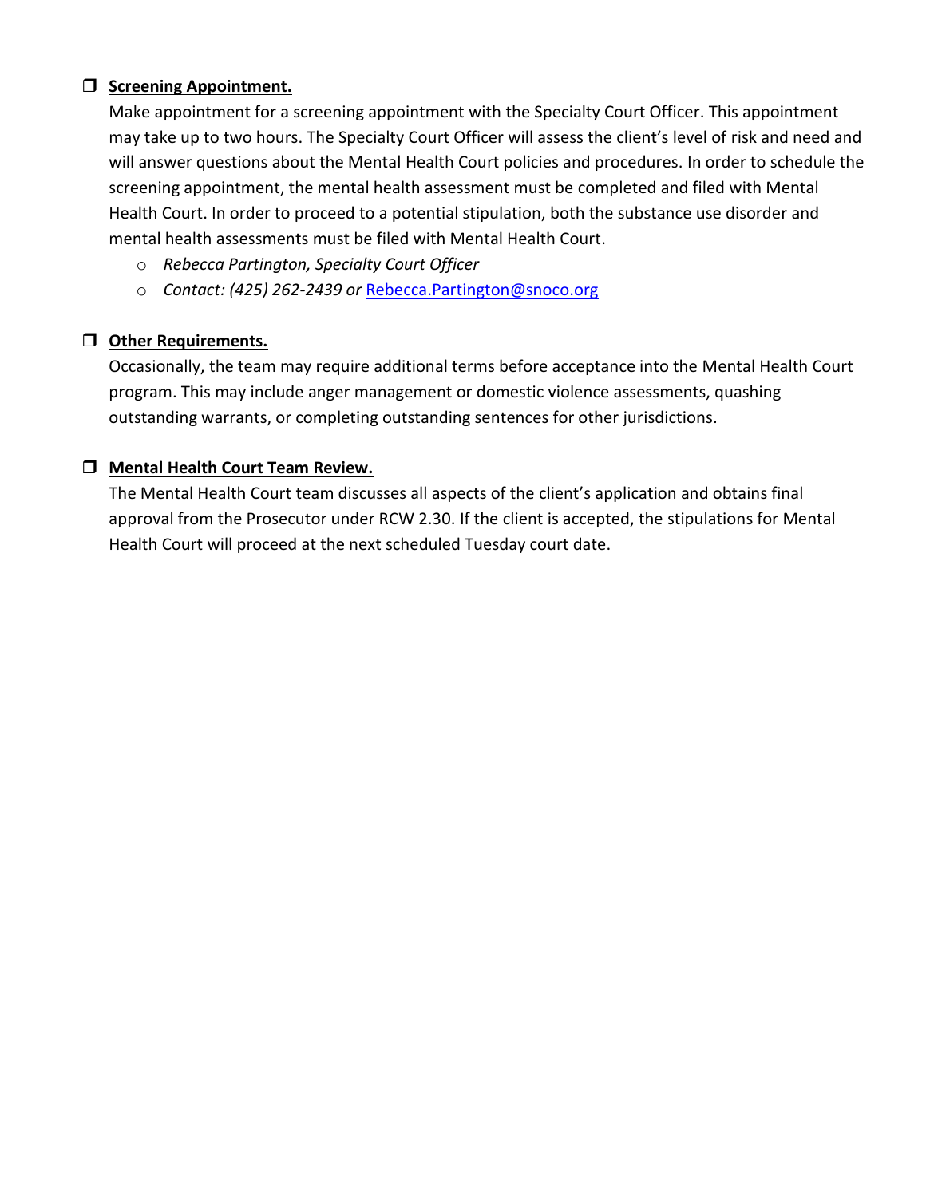- ❒ **<u>Screening Appointment.</u>**

  Make appointment for a screening appointment with the Specialty Court Officer. This appointment may take up to two hours. The Specialty Court Officer will assess the client's level of risk and need and will answer questions about the Mental Health Court policies and procedures. In order to schedule the screening appointment, the mental health assessment must be completed and filed with Mental Health Court. In order to proceed to a potential stipulation, both the substance use disorder and mental health assessments must be filed with Mental Health Court.

  - *Rebecca Partington, Specialty Court Officer*
  - *Contact: (425) 262-2439 or* [Rebecca.Partington@snoco.org](mailto:Rebecca.Partington@snoco.org)

- ❒ **<u>Other Requirements.</u>**

  Occasionally, the team may require additional terms before acceptance into the Mental Health Court program. This may include anger management or domestic violence assessments, quashing outstanding warrants, or completing outstanding sentences for other jurisdictions.

- ❒ **<u>Mental Health Court Team Review.</u>**

  The Mental Health Court team discusses all aspects of the client's application and obtains final approval from the Prosecutor under RCW 2.30. If the client is accepted, the stipulations for Mental Health Court will proceed at the next scheduled Tuesday court date.